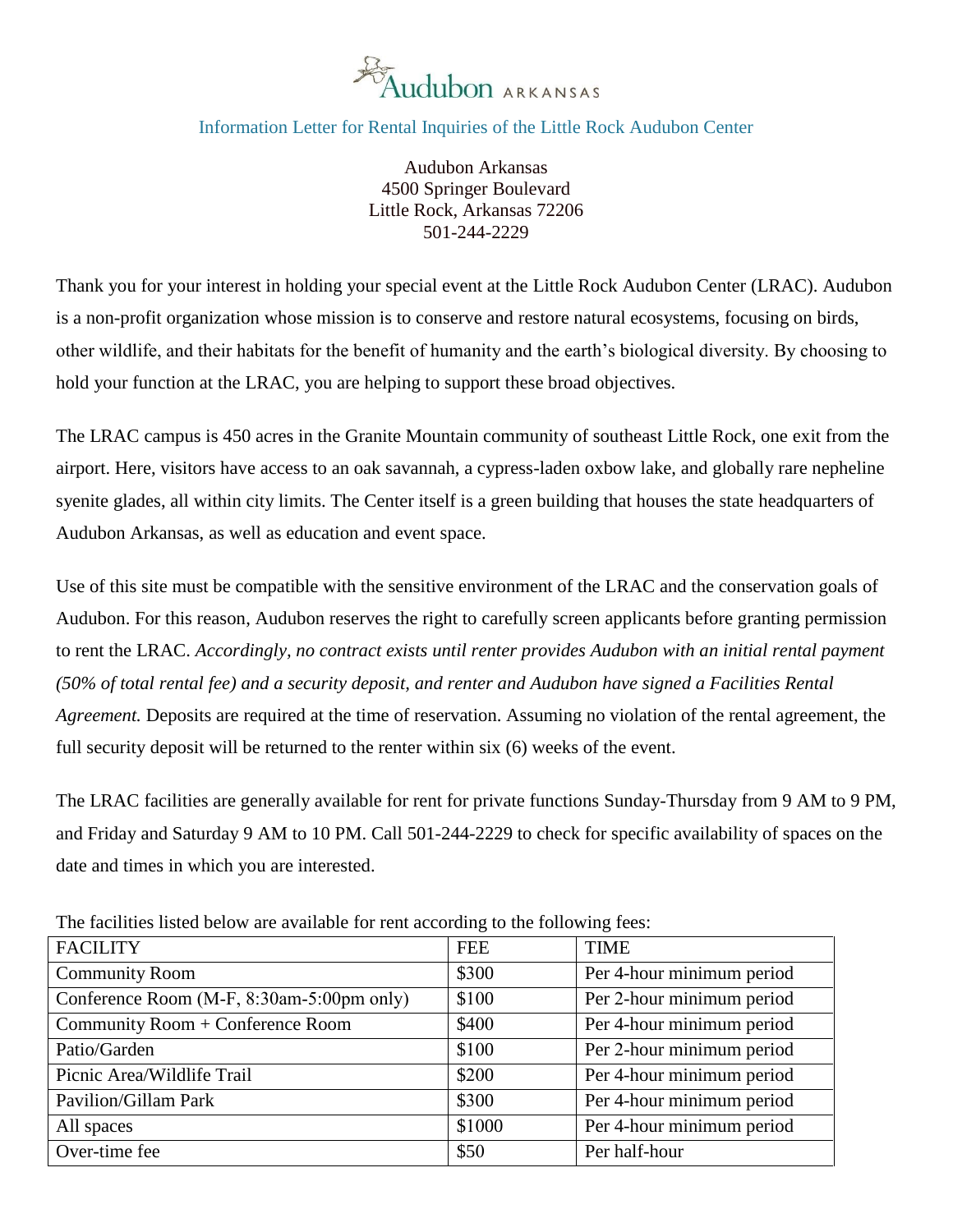Audubon ARKANSAS

## Information Letter for Rental Inquiries of the Little Rock Audubon Center

Audubon Arkansas
4500 Springer Boulevard
Little Rock, Arkansas 72206
501-244-2229

Thank you for your interest in holding your special event at the Little Rock Audubon Center (LRAC). Audubon is a non-profit organization whose mission is to conserve and restore natural ecosystems, focusing on birds, other wildlife, and their habitats for the benefit of humanity and the earth's biological diversity. By choosing to hold your function at the LRAC, you are helping to support these broad objectives.

The LRAC campus is 450 acres in the Granite Mountain community of southeast Little Rock, one exit from the airport. Here, visitors have access to an oak savannah, a cypress-laden oxbow lake, and globally rare nepheline syenite glades, all within city limits. The Center itself is a green building that houses the state headquarters of Audubon Arkansas, as well as education and event space.

Use of this site must be compatible with the sensitive environment of the LRAC and the conservation goals of Audubon. For this reason, Audubon reserves the right to carefully screen applicants before granting permission to rent the LRAC. *Accordingly, no contract exists until renter provides Audubon with an initial rental payment (50% of total rental fee) and a security deposit, and renter and Audubon have signed a Facilities Rental Agreement.* Deposits are required at the time of reservation. Assuming no violation of the rental agreement, the full security deposit will be returned to the renter within six (6) weeks of the event.

The LRAC facilities are generally available for rent for private functions Sunday-Thursday from 9 AM to 9 PM, and Friday and Saturday 9 AM to 10 PM. Call 501-244-2229 to check for specific availability of spaces on the date and times in which you are interested.

The facilities listed below are available for rent according to the following fees:

| FACILITY | FEE | TIME |
|---|---|---|
| Community Room | $300 | Per 4-hour minimum period |
| Conference Room (M-F, 8:30am-5:00pm only) | $100 | Per 2-hour minimum period |
| Community Room + Conference Room | $400 | Per 4-hour minimum period |
| Patio/Garden | $100 | Per 2-hour minimum period |
| Picnic Area/Wildlife Trail | $200 | Per 4-hour minimum period |
| Pavilion/Gillam Park | $300 | Per 4-hour minimum period |
| All spaces | $1000 | Per 4-hour minimum period |
| Over-time fee | $50 | Per half-hour |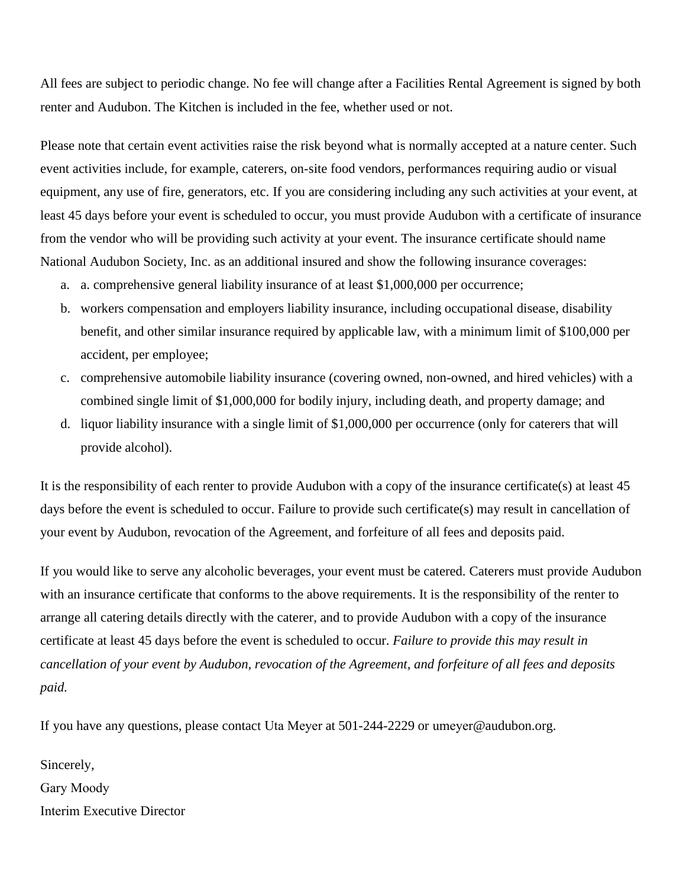All fees are subject to periodic change. No fee will change after a Facilities Rental Agreement is signed by both renter and Audubon. The Kitchen is included in the fee, whether used or not.

Please note that certain event activities raise the risk beyond what is normally accepted at a nature center. Such event activities include, for example, caterers, on-site food vendors, performances requiring audio or visual equipment, any use of fire, generators, etc. If you are considering including any such activities at your event, at least 45 days before your event is scheduled to occur, you must provide Audubon with a certificate of insurance from the vendor who will be providing such activity at your event. The insurance certificate should name National Audubon Society, Inc. as an additional insured and show the following insurance coverages:

a. a. comprehensive general liability insurance of at least $1,000,000 per occurrence;
b. workers compensation and employers liability insurance, including occupational disease, disability benefit, and other similar insurance required by applicable law, with a minimum limit of $100,000 per accident, per employee;
c. comprehensive automobile liability insurance (covering owned, non-owned, and hired vehicles) with a combined single limit of $1,000,000 for bodily injury, including death, and property damage; and
d. liquor liability insurance with a single limit of $1,000,000 per occurrence (only for caterers that will provide alcohol).

It is the responsibility of each renter to provide Audubon with a copy of the insurance certificate(s) at least 45 days before the event is scheduled to occur. Failure to provide such certificate(s) may result in cancellation of your event by Audubon, revocation of the Agreement, and forfeiture of all fees and deposits paid.

If you would like to serve any alcoholic beverages, your event must be catered. Caterers must provide Audubon with an insurance certificate that conforms to the above requirements. It is the responsibility of the renter to arrange all catering details directly with the caterer, and to provide Audubon with a copy of the insurance certificate at least 45 days before the event is scheduled to occur. *Failure to provide this may result in cancellation of your event by Audubon, revocation of the Agreement, and forfeiture of all fees and deposits paid.*

If you have any questions, please contact Uta Meyer at 501-244-2229 or umeyer@audubon.org.

Sincerely,
Gary Moody
Interim Executive Director